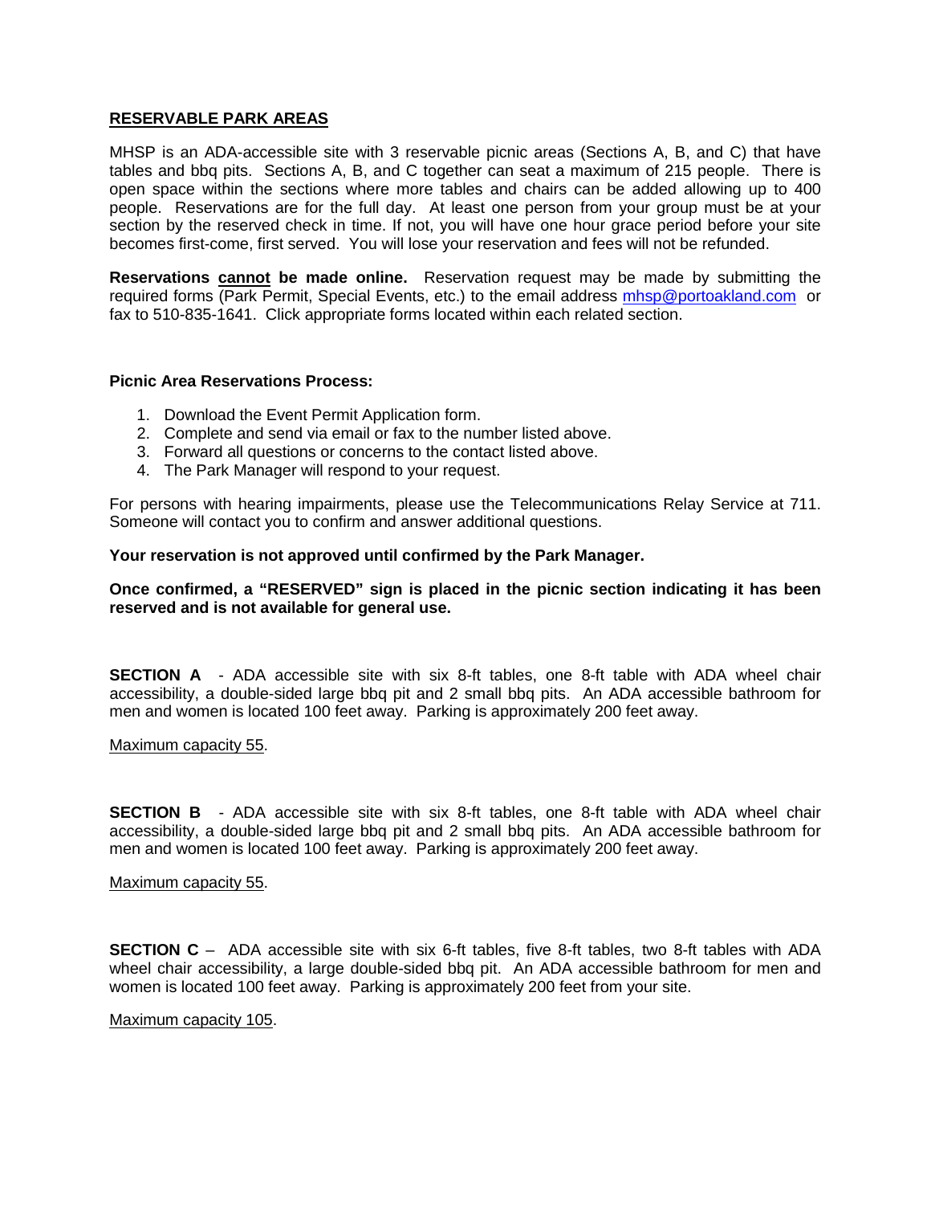## RESERVABLE PARK AREAS

MHSP is an ADA-accessible site with 3 reservable picnic areas (Sections A, B, and C) that have tables and bbq pits. Sections A, B, and C together can seat a maximum of 215 people. There is open space within the sections where more tables and chairs can be added allowing up to 400 people. Reservations are for the full day. At least one person from your group must be at your section by the reserved check in time. If not, you will have one hour grace period before your site becomes first-come, first served. You will lose your reservation and fees will not be refunded.

**Reservations cannot be made online.** Reservation request may be made by submitting the required forms (Park Permit, Special Events, etc.) to the email address [mhsp@portoakland.com](mailto:mhsp@portoakland.com) or fax to 510-835-1641. Click appropriate forms located within each related section.

**Picnic Area Reservations Process:**

1. Download the Event Permit Application form.
2. Complete and send via email or fax to the number listed above.
3. Forward all questions or concerns to the contact listed above.
4. The Park Manager will respond to your request.

For persons with hearing impairments, please use the Telecommunications Relay Service at 711. Someone will contact you to confirm and answer additional questions.

**Your reservation is not approved until confirmed by the Park Manager.**

**Once confirmed, a "RESERVED" sign is placed in the picnic section indicating it has been reserved and is not available for general use.**

**SECTION A** - ADA accessible site with six 8-ft tables, one 8-ft table with ADA wheel chair accessibility, a double-sided large bbq pit and 2 small bbq pits. An ADA accessible bathroom for men and women is located 100 feet away. Parking is approximately 200 feet away.

Maximum capacity 55.

**SECTION B** - ADA accessible site with six 8-ft tables, one 8-ft table with ADA wheel chair accessibility, a double-sided large bbq pit and 2 small bbq pits. An ADA accessible bathroom for men and women is located 100 feet away. Parking is approximately 200 feet away.

Maximum capacity 55.

**SECTION C** – ADA accessible site with six 6-ft tables, five 8-ft tables, two 8-ft tables with ADA wheel chair accessibility, a large double-sided bbq pit. An ADA accessible bathroom for men and women is located 100 feet away. Parking is approximately 200 feet from your site.

Maximum capacity 105.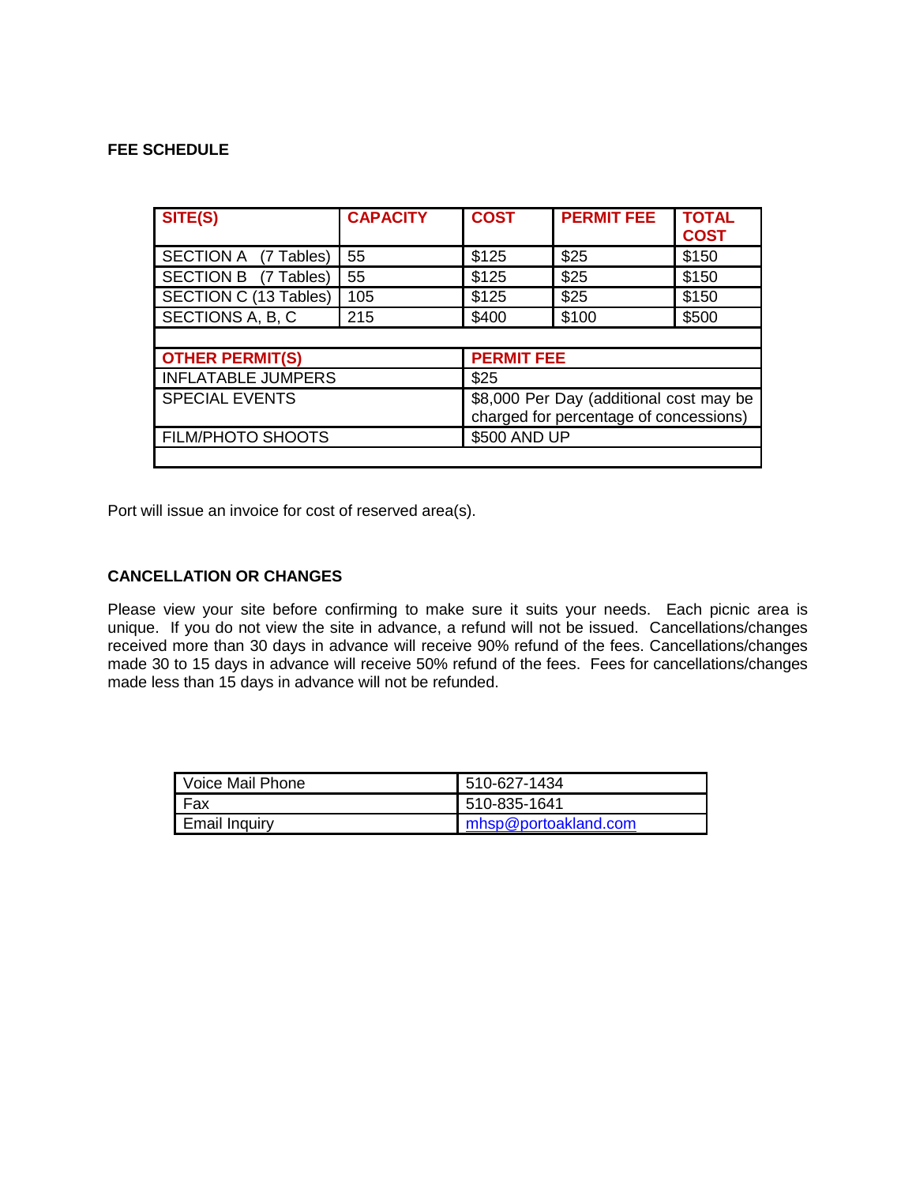**FEE SCHEDULE**

| SITE(S) | CAPACITY | COST | PERMIT FEE | TOTAL COST |
|---|---|---|---|---|
| SECTION A (7 Tables) | 55 | $125 | $25 | $150 |
| SECTION B (7 Tables) | 55 | $125 | $25 | $150 |
| SECTION C (13 Tables) | 105 | $125 | $25 | $150 |
| SECTIONS A, B, C | 215 | $400 | $100 | $500 |

| OTHER PERMIT(S) | PERMIT FEE |
|---|---|
| INFLATABLE JUMPERS | $25 |
| SPECIAL EVENTS | $8,000 Per Day (additional cost may be charged for percentage of concessions) |
| FILM/PHOTO SHOOTS | $500 AND UP |

Port will issue an invoice for cost of reserved area(s).

**CANCELLATION OR CHANGES**

Please view your site before confirming to make sure it suits your needs. Each picnic area is unique. If you do not view the site in advance, a refund will not be issued. Cancellations/changes received more than 30 days in advance will receive 90% refund of the fees. Cancellations/changes made 30 to 15 days in advance will receive 50% refund of the fees. Fees for cancellations/changes made less than 15 days in advance will not be refunded.

| | |
|---|---|
| Voice Mail Phone | 510-627-1434 |
| Fax | 510-835-1641 |
| Email Inquiry | mhsp@portoakland.com |